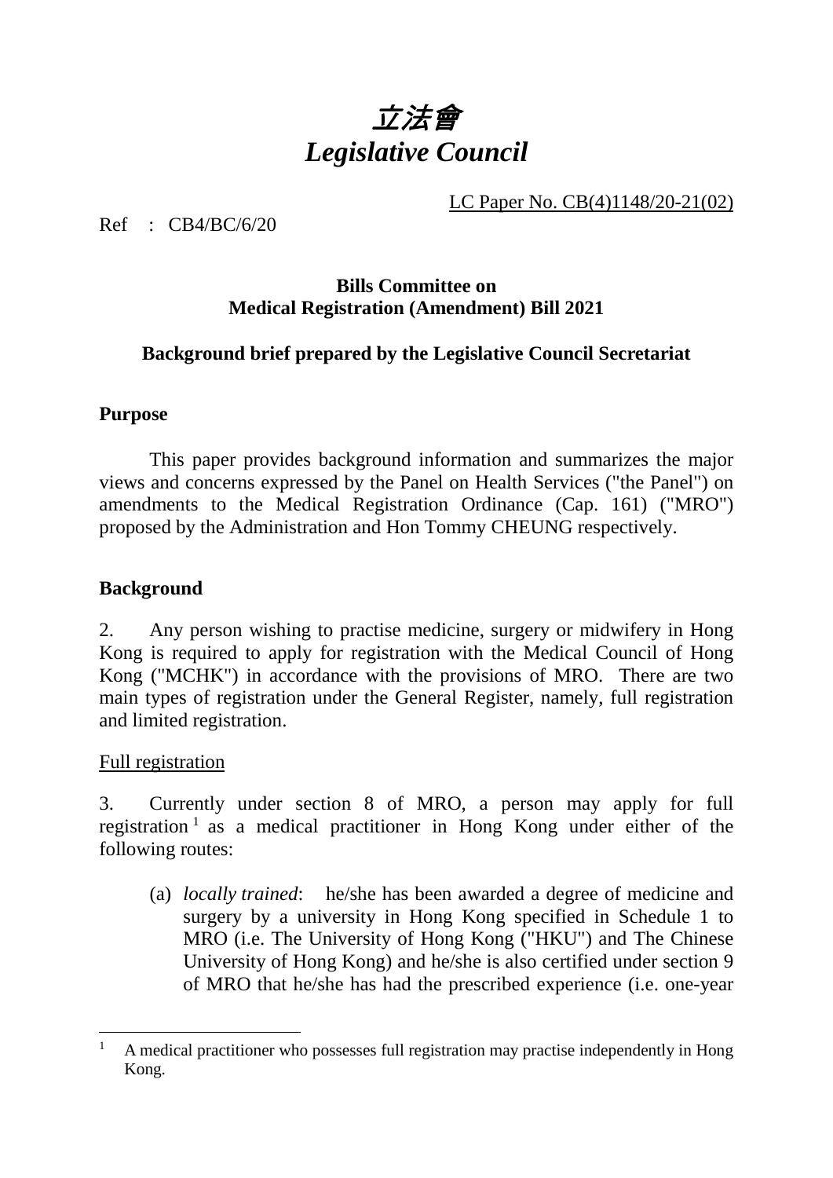# 立法會
# *Legislative Council*

LC Paper No. CB(4)1148/20-21(02)

Ref : CB4/BC/6/20

**Bills Committee on**
**Medical Registration (Amendment) Bill 2021**

**Background brief prepared by the Legislative Council Secretariat**

## Purpose

This paper provides background information and summarizes the major views and concerns expressed by the Panel on Health Services ("the Panel") on amendments to the Medical Registration Ordinance (Cap. 161) ("MRO") proposed by the Administration and Hon Tommy CHEUNG respectively.

## Background

2. Any person wishing to practise medicine, surgery or midwifery in Hong Kong is required to apply for registration with the Medical Council of Hong Kong ("MCHK") in accordance with the provisions of MRO. There are two main types of registration under the General Register, namely, full registration and limited registration.

### Full registration

3. Currently under section 8 of MRO, a person may apply for full registration[1] as a medical practitioner in Hong Kong under either of the following routes:

(a) *locally trained*: he/she has been awarded a degree of medicine and surgery by a university in Hong Kong specified in Schedule 1 to MRO (i.e. The University of Hong Kong ("HKU") and The Chinese University of Hong Kong) and he/she is also certified under section 9 of MRO that he/she has had the prescribed experience (i.e. one-year

[1] A medical practitioner who possesses full registration may practise independently in Hong Kong.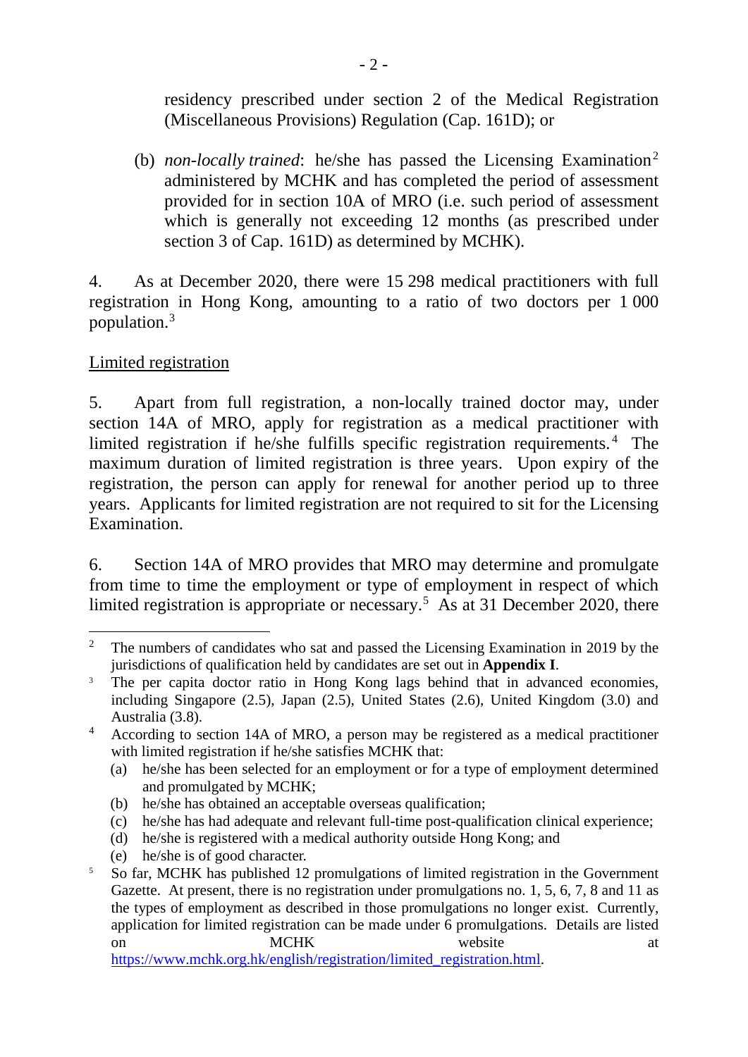residency prescribed under section 2 of the Medical Registration (Miscellaneous Provisions) Regulation (Cap. 161D); or

(b) *non-locally trained*: he/she has passed the Licensing Examination[2] administered by MCHK and has completed the period of assessment provided for in section 10A of MRO (i.e. such period of assessment which is generally not exceeding 12 months (as prescribed under section 3 of Cap. 161D) as determined by MCHK).

4. As at December 2020, there were 15 298 medical practitioners with full registration in Hong Kong, amounting to a ratio of two doctors per 1 000 population.[3]

<u>Limited registration</u>

5. Apart from full registration, a non-locally trained doctor may, under section 14A of MRO, apply for registration as a medical practitioner with limited registration if he/she fulfills specific registration requirements.[4] The maximum duration of limited registration is three years. Upon expiry of the registration, the person can apply for renewal for another period up to three years. Applicants for limited registration are not required to sit for the Licensing Examination.

6. Section 14A of MRO provides that MRO may determine and promulgate from time to time the employment or type of employment in respect of which limited registration is appropriate or necessary.[5] As at 31 December 2020, there

---

[2] The numbers of candidates who sat and passed the Licensing Examination in 2019 by the jurisdictions of qualification held by candidates are set out in **Appendix I**.

[3] The per capita doctor ratio in Hong Kong lags behind that in advanced economies, including Singapore (2.5), Japan (2.5), United States (2.6), United Kingdom (3.0) and Australia (3.8).

[4] According to section 14A of MRO, a person may be registered as a medical practitioner with limited registration if he/she satisfies MCHK that:
(a) he/she has been selected for an employment or for a type of employment determined and promulgated by MCHK;
(b) he/she has obtained an acceptable overseas qualification;
(c) he/she has had adequate and relevant full-time post-qualification clinical experience;
(d) he/she is registered with a medical authority outside Hong Kong; and
(e) he/she is of good character.

[5] So far, MCHK has published 12 promulgations of limited registration in the Government Gazette. At present, there is no registration under promulgations no. 1, 5, 6, 7, 8 and 11 as the types of employment as described in those promulgations no longer exist. Currently, application for limited registration can be made under 6 promulgations. Details are listed on MCHK website at https://www.mchk.org.hk/english/registration/limited_registration.html.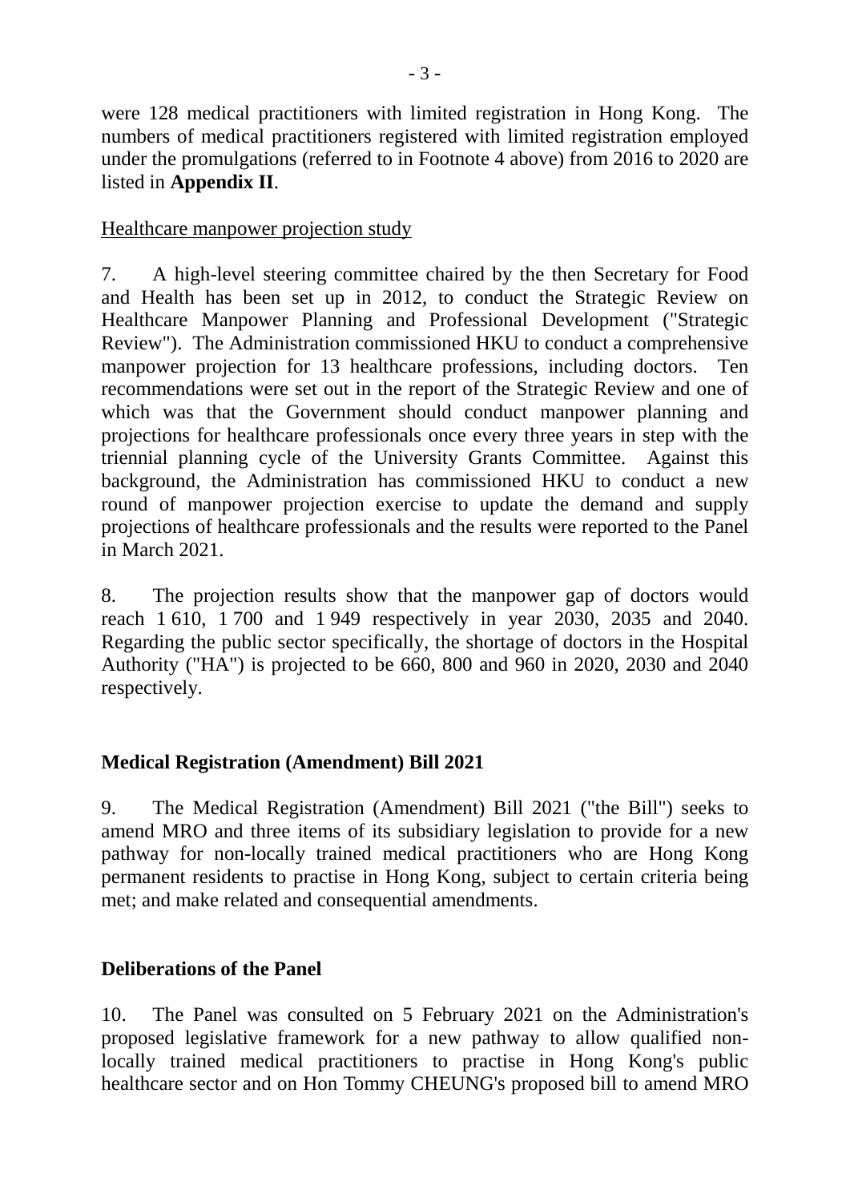were 128 medical practitioners with limited registration in Hong Kong. The numbers of medical practitioners registered with limited registration employed under the promulgations (referred to in Footnote 4 above) from 2016 to 2020 are listed in **Appendix II**.

Healthcare manpower projection study

7. A high-level steering committee chaired by the then Secretary for Food and Health has been set up in 2012, to conduct the Strategic Review on Healthcare Manpower Planning and Professional Development ("Strategic Review"). The Administration commissioned HKU to conduct a comprehensive manpower projection for 13 healthcare professions, including doctors. Ten recommendations were set out in the report of the Strategic Review and one of which was that the Government should conduct manpower planning and projections for healthcare professionals once every three years in step with the triennial planning cycle of the University Grants Committee. Against this background, the Administration has commissioned HKU to conduct a new round of manpower projection exercise to update the demand and supply projections of healthcare professionals and the results were reported to the Panel in March 2021.

8. The projection results show that the manpower gap of doctors would reach 1 610, 1 700 and 1 949 respectively in year 2030, 2035 and 2040. Regarding the public sector specifically, the shortage of doctors in the Hospital Authority ("HA") is projected to be 660, 800 and 960 in 2020, 2030 and 2040 respectively.

## Medical Registration (Amendment) Bill 2021

9. The Medical Registration (Amendment) Bill 2021 ("the Bill") seeks to amend MRO and three items of its subsidiary legislation to provide for a new pathway for non-locally trained medical practitioners who are Hong Kong permanent residents to practise in Hong Kong, subject to certain criteria being met; and make related and consequential amendments.

## Deliberations of the Panel

10. The Panel was consulted on 5 February 2021 on the Administration's proposed legislative framework for a new pathway to allow qualified non-locally trained medical practitioners to practise in Hong Kong's public healthcare sector and on Hon Tommy CHEUNG's proposed bill to amend MRO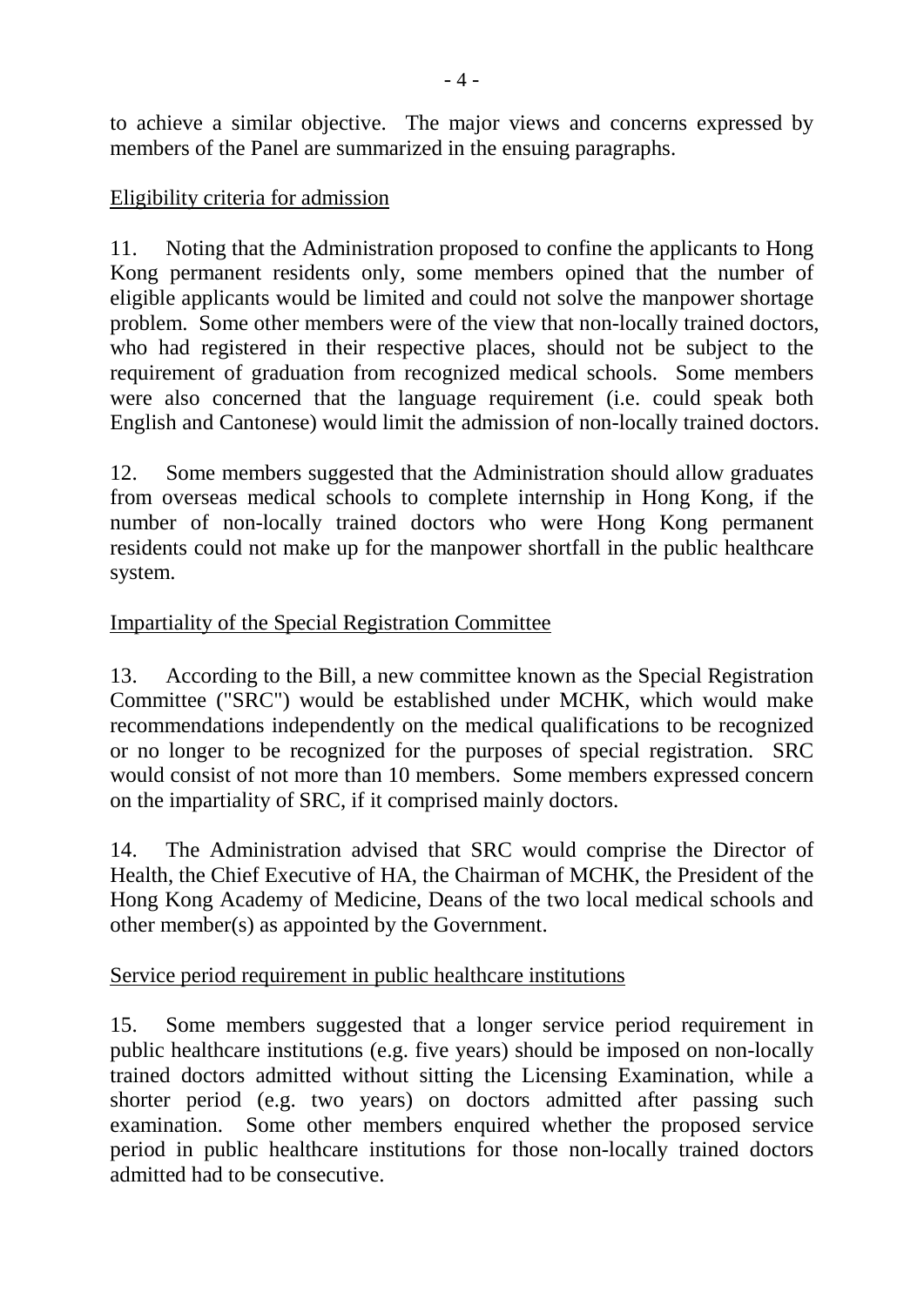to achieve a similar objective. The major views and concerns expressed by members of the Panel are summarized in the ensuing paragraphs.

<u>Eligibility criteria for admission</u>

11. Noting that the Administration proposed to confine the applicants to Hong Kong permanent residents only, some members opined that the number of eligible applicants would be limited and could not solve the manpower shortage problem. Some other members were of the view that non-locally trained doctors, who had registered in their respective places, should not be subject to the requirement of graduation from recognized medical schools. Some members were also concerned that the language requirement (i.e. could speak both English and Cantonese) would limit the admission of non-locally trained doctors.

12. Some members suggested that the Administration should allow graduates from overseas medical schools to complete internship in Hong Kong, if the number of non-locally trained doctors who were Hong Kong permanent residents could not make up for the manpower shortfall in the public healthcare system.

<u>Impartiality of the Special Registration Committee</u>

13. According to the Bill, a new committee known as the Special Registration Committee ("SRC") would be established under MCHK, which would make recommendations independently on the medical qualifications to be recognized or no longer to be recognized for the purposes of special registration. SRC would consist of not more than 10 members. Some members expressed concern on the impartiality of SRC, if it comprised mainly doctors.

14. The Administration advised that SRC would comprise the Director of Health, the Chief Executive of HA, the Chairman of MCHK, the President of the Hong Kong Academy of Medicine, Deans of the two local medical schools and other member(s) as appointed by the Government.

<u>Service period requirement in public healthcare institutions</u>

15. Some members suggested that a longer service period requirement in public healthcare institutions (e.g. five years) should be imposed on non-locally trained doctors admitted without sitting the Licensing Examination, while a shorter period (e.g. two years) on doctors admitted after passing such examination. Some other members enquired whether the proposed service period in public healthcare institutions for those non-locally trained doctors admitted had to be consecutive.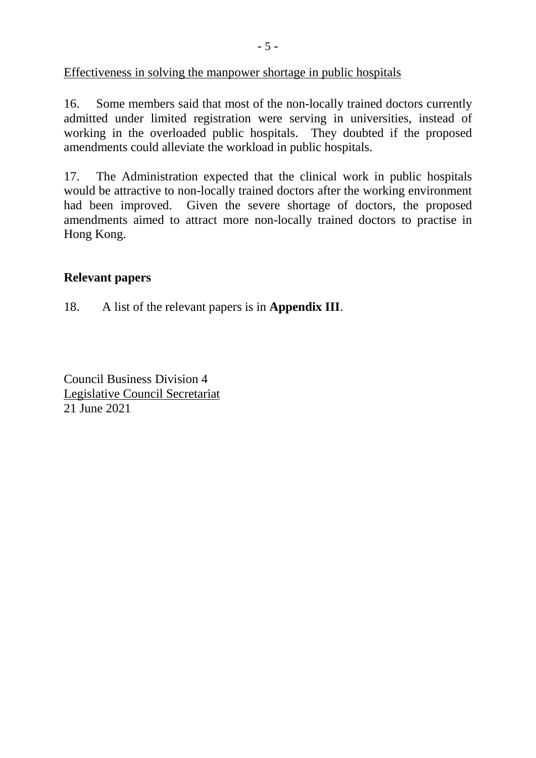<u>Effectiveness in solving the manpower shortage in public hospitals</u>

16. Some members said that most of the non-locally trained doctors currently admitted under limited registration were serving in universities, instead of working in the overloaded public hospitals. They doubted if the proposed amendments could alleviate the workload in public hospitals.

17. The Administration expected that the clinical work in public hospitals would be attractive to non-locally trained doctors after the working environment had been improved. Given the severe shortage of doctors, the proposed amendments aimed to attract more non-locally trained doctors to practise in Hong Kong.

## Relevant papers

18. A list of the relevant papers is in **Appendix III**.

Council Business Division 4
<u>Legislative Council Secretariat</u>
21 June 2021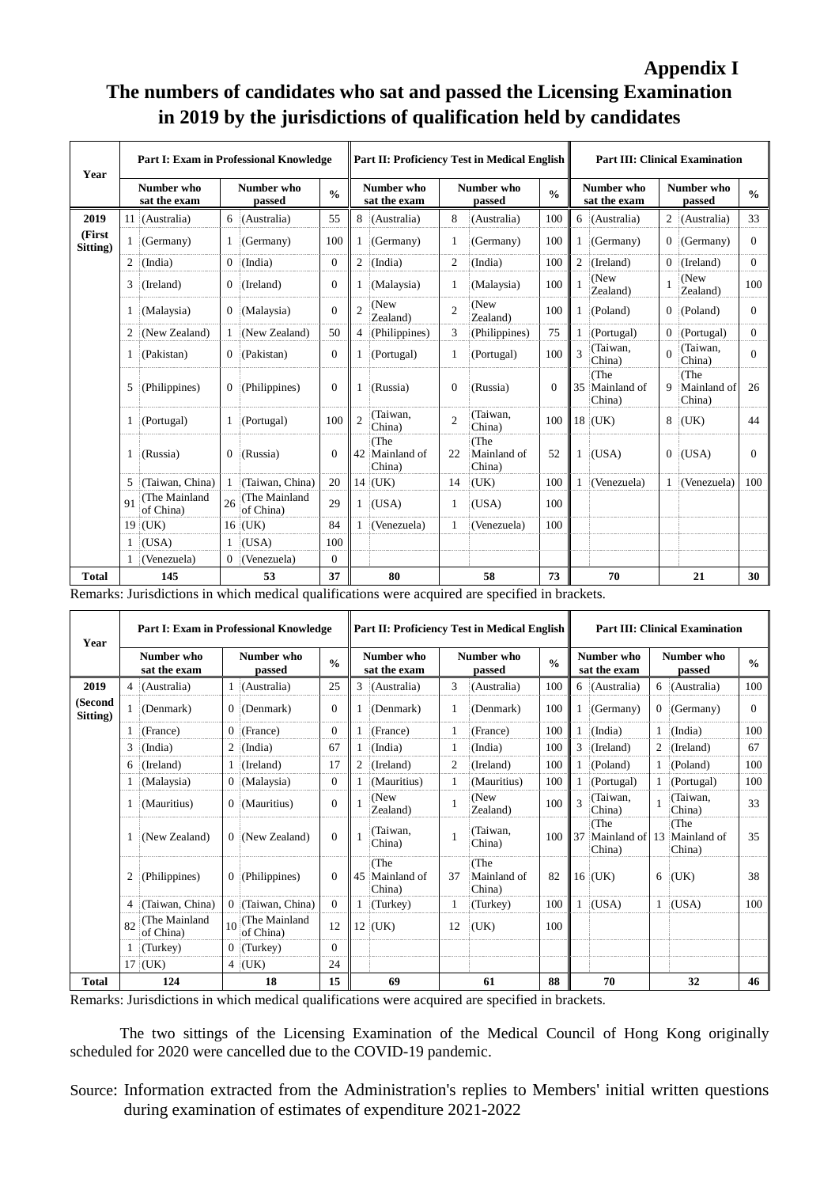**Appendix I**

# The numbers of candidates who sat and passed the Licensing Examination in 2019 by the jurisdictions of qualification held by candidates

| Year | Part I: Exam in Professional Knowledge | | | | | Part II: Proficiency Test in Medical English | | | | | Part III: Clinical Examination | | | | |
|---|---|---|---|---|---|---|---|---|---|---|---|---|---|---|---|
| | Number who sat the exam | | Number who passed | | % | Number who sat the exam | | Number who passed | | % | Number who sat the exam | | Number who passed | | % |
| **2019 (First Sitting)** | 11 | (Australia) | 6 | (Australia) | 55 | 8 | (Australia) | 8 | (Australia) | 100 | 6 | (Australia) | 2 | (Australia) | 33 |
| | 1 | (Germany) | 1 | (Germany) | 100 | 1 | (Germany) | 1 | (Germany) | 100 | 1 | (Germany) | 0 | (Germany) | 0 |
| | 2 | (India) | 0 | (India) | 0 | 2 | (India) | 2 | (India) | 100 | 2 | (Ireland) | 0 | (Ireland) | 0 |
| | 3 | (Ireland) | 0 | (Ireland) | 0 | 1 | (Malaysia) | 1 | (Malaysia) | 100 | 1 | (New Zealand) | 1 | (New Zealand) | 100 |
| | 1 | (Malaysia) | 0 | (Malaysia) | 0 | 2 | (New Zealand) | 2 | (New Zealand) | 100 | 1 | (Poland) | 0 | (Poland) | 0 |
| | 2 | (New Zealand) | 1 | (New Zealand) | 50 | 4 | (Philippines) | 3 | (Philippines) | 75 | 1 | (Portugal) | 0 | (Portugal) | 0 |
| | 1 | (Pakistan) | 0 | (Pakistan) | 0 | 1 | (Portugal) | 1 | (Portugal) | 100 | 3 | (Taiwan, China) | 0 | (Taiwan, China) | 0 |
| | 5 | (Philippines) | 0 | (Philippines) | 0 | 1 | (Russia) | 0 | (Russia) | 0 | 35 | (The Mainland of China) | 9 | (The Mainland of China) | 26 |
| | 1 | (Portugal) | 1 | (Portugal) | 100 | 2 | (Taiwan, China) | 2 | (Taiwan, China) | 100 | 18 | (UK) | 8 | (UK) | 44 |
| | 1 | (Russia) | 0 | (Russia) | 0 | 42 | (The Mainland of China) | 22 | (The Mainland of China) | 52 | 1 | (USA) | 0 | (USA) | 0 |
| | 5 | (Taiwan, China) | 1 | (Taiwan, China) | 20 | 14 | (UK) | 14 | (UK) | 100 | 1 | (Venezuela) | 1 | (Venezuela) | 100 |
| | 91 | (The Mainland of China) | 26 | (The Mainland of China) | 29 | 1 | (USA) | 1 | (USA) | 100 | | | | | |
| | 19 | (UK) | 16 | (UK) | 84 | 1 | (Venezuela) | 1 | (Venezuela) | 100 | | | | | |
| | 1 | (USA) | 1 | (USA) | 100 | | | | | | | | | | |
| | 1 | (Venezuela) | 0 | (Venezuela) | 0 | | | | | | | | | | |
| **Total** | **145** | | **53** | | **37** | **80** | | **58** | | **73** | **70** | | **21** | | **30** |

Remarks: Jurisdictions in which medical qualifications were acquired are specified in brackets.

| Year | Part I: Exam in Professional Knowledge | | | | | Part II: Proficiency Test in Medical English | | | | | Part III: Clinical Examination | | | | |
|---|---|---|---|---|---|---|---|---|---|---|---|---|---|---|---|
| | Number who sat the exam | | Number who passed | | % | Number who sat the exam | | Number who passed | | % | Number who sat the exam | | Number who passed | | % |
| **2019 (Second Sitting)** | 4 | (Australia) | 1 | (Australia) | 25 | 3 | (Australia) | 3 | (Australia) | 100 | 6 | (Australia) | 6 | (Australia) | 100 |
| | 1 | (Denmark) | 0 | (Denmark) | 0 | 1 | (Denmark) | 1 | (Denmark) | 100 | 1 | (Germany) | 0 | (Germany) | 0 |
| | 1 | (France) | 0 | (France) | 0 | 1 | (France) | 1 | (France) | 100 | 1 | (India) | 1 | (India) | 100 |
| | 3 | (India) | 2 | (India) | 67 | 1 | (India) | 1 | (India) | 100 | 3 | (Ireland) | 2 | (Ireland) | 67 |
| | 6 | (Ireland) | 1 | (Ireland) | 17 | 2 | (Ireland) | 2 | (Ireland) | 100 | 1 | (Poland) | 1 | (Poland) | 100 |
| | 1 | (Malaysia) | 0 | (Malaysia) | 0 | 1 | (Mauritius) | 1 | (Mauritius) | 100 | 1 | (Portugal) | 1 | (Portugal) | 100 |
| | 1 | (Mauritius) | 0 | (Mauritius) | 0 | 1 | (New Zealand) | 1 | (New Zealand) | 100 | 3 | (Taiwan, China) | 1 | (Taiwan, China) | 33 |
| | 1 | (New Zealand) | 0 | (New Zealand) | 0 | 1 | (Taiwan, China) | 1 | (Taiwan, China) | 100 | 37 | (The Mainland of China) | 13 | (The Mainland of China) | 35 |
| | 2 | (Philippines) | 0 | (Philippines) | 0 | 45 | (The Mainland of China) | 37 | (The Mainland of China) | 82 | 16 | (UK) | 6 | (UK) | 38 |
| | 4 | (Taiwan, China) | 0 | (Taiwan, China) | 0 | 1 | (Turkey) | 1 | (Turkey) | 100 | 1 | (USA) | 1 | (USA) | 100 |
| | 82 | (The Mainland of China) | 10 | (The Mainland of China) | 12 | 12 | (UK) | 12 | (UK) | 100 | | | | | |
| | 1 | (Turkey) | 0 | (Turkey) | 0 | | | | | | | | | | |
| | 17 | (UK) | 4 | (UK) | 24 | | | | | | | | | | |
| **Total** | **124** | | **18** | | **15** | **69** | | **61** | | **88** | **70** | | **32** | | **46** |

Remarks: Jurisdictions in which medical qualifications were acquired are specified in brackets.

The two sittings of the Licensing Examination of the Medical Council of Hong Kong originally scheduled for 2020 were cancelled due to the COVID-19 pandemic.

Source: Information extracted from the Administration's replies to Members' initial written questions during examination of estimates of expenditure 2021-2022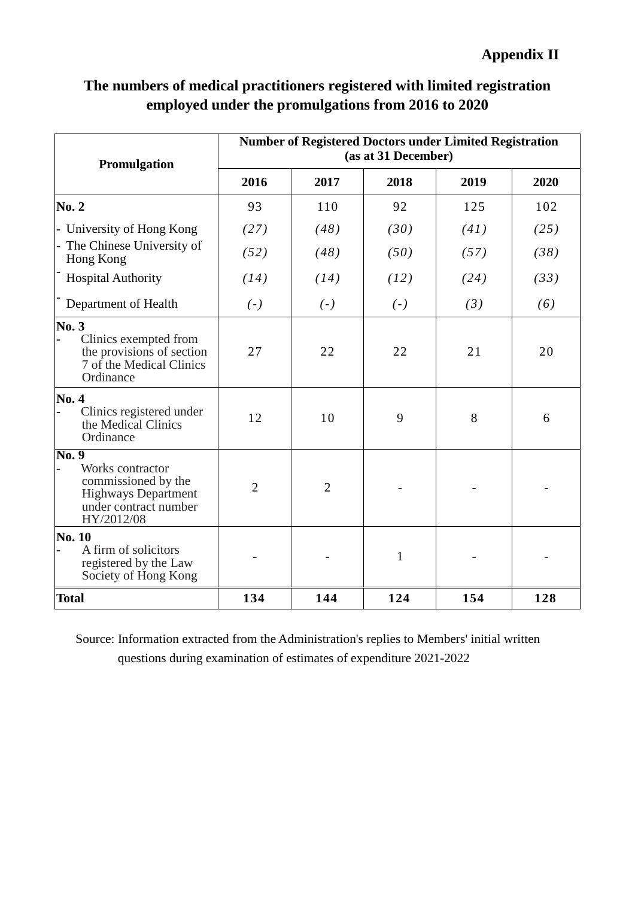**Appendix II**

## The numbers of medical practitioners registered with limited registration employed under the promulgations from 2016 to 2020

| Promulgation | Number of Registered Doctors under Limited Registration (as at 31 December) | | | | |
|---|---|---|---|---|---|
| | 2016 | 2017 | 2018 | 2019 | 2020 |
| **No. 2** | 93 | 110 | 92 | 125 | 102 |
| - University of Hong Kong | *(27)* | *(48)* | *(30)* | *(41)* | *(25)* |
| - The Chinese University of Hong Kong | *(52)* | *(48)* | *(50)* | *(57)* | *(38)* |
| - Hospital Authority | *(14)* | *(14)* | *(12)* | *(24)* | *(33)* |
| - Department of Health | *(-)* | *(-)* | *(-)* | *(3)* | *(6)* |
| **No. 3**<br>- Clinics exempted from the provisions of section 7 of the Medical Clinics Ordinance | 27 | 22 | 22 | 21 | 20 |
| **No. 4**<br>- Clinics registered under the Medical Clinics Ordinance | 12 | 10 | 9 | 8 | 6 |
| **No. 9**<br>- Works contractor commissioned by the Highways Department under contract number HY/2012/08 | 2 | 2 | - | - | - |
| **No. 10**<br>- A firm of solicitors registered by the Law Society of Hong Kong | - | - | 1 | - | - |
| **Total** | **134** | **144** | **124** | **154** | **128** |

Source: Information extracted from the Administration's replies to Members' initial written questions during examination of estimates of expenditure 2021-2022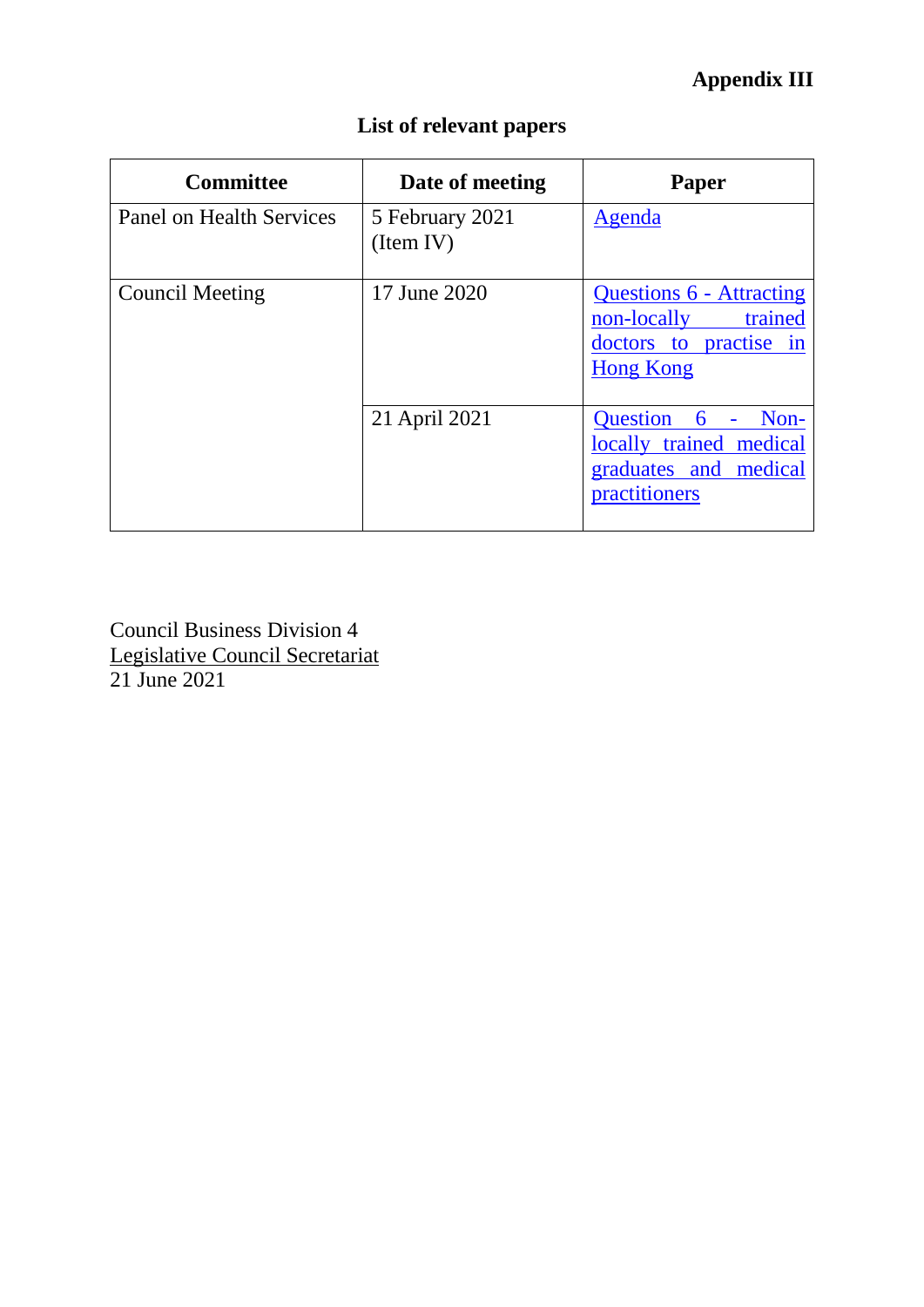**Appendix III**

## List of relevant papers

| Committee | Date of meeting | Paper |
|---|---|---|
| Panel on Health Services | 5 February 2021 (Item IV) | Agenda |
| Council Meeting | 17 June 2020 | Questions 6 - Attracting non-locally trained doctors to practise in Hong Kong |
| | 21 April 2021 | Question 6 - Non-locally trained medical graduates and medical practitioners |

Council Business Division 4
Legislative Council Secretariat
21 June 2021